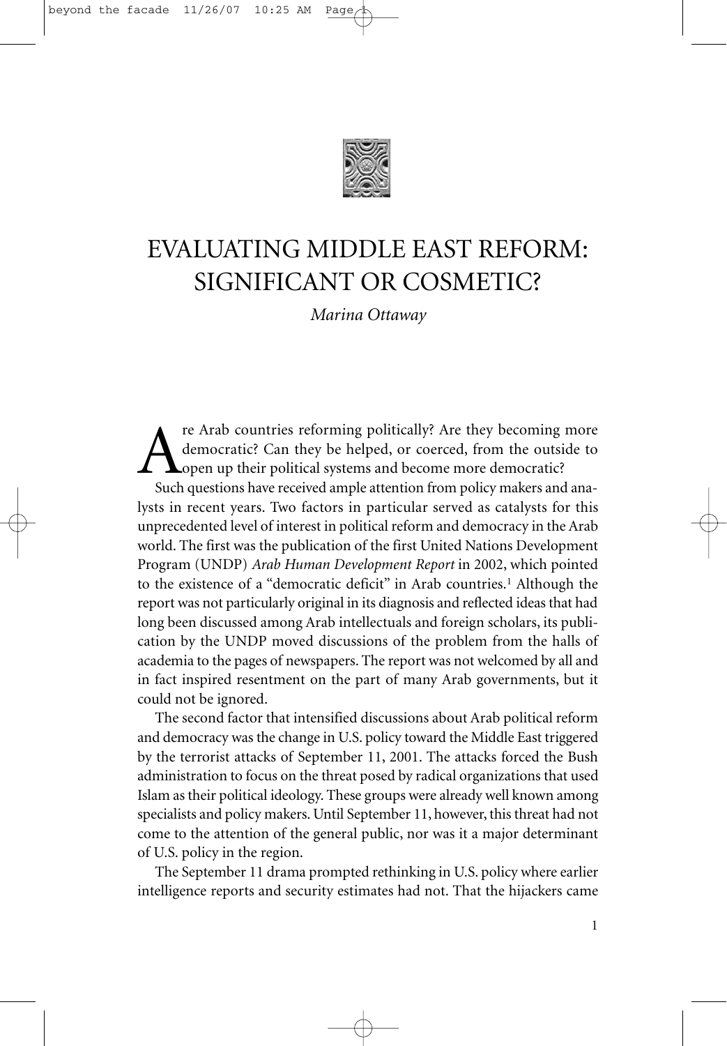# EVALUATING MIDDLE EAST REFORM: SIGNIFICANT OR COSMETIC?

*Marina Ottaway*

Are Arab countries reforming politically? Are they becoming more democratic? Can they be helped, or coerced, from the outside to open up their political systems and become more democratic?

Such questions have received ample attention from policy makers and analysts in recent years. Two factors in particular served as catalysts for this unprecedented level of interest in political reform and democracy in the Arab world. The first was the publication of the first United Nations Development Program (UNDP) *Arab Human Development Report* in 2002, which pointed to the existence of a "democratic deficit" in Arab countries.[1] Although the report was not particularly original in its diagnosis and reflected ideas that had long been discussed among Arab intellectuals and foreign scholars, its publication by the UNDP moved discussions of the problem from the halls of academia to the pages of newspapers. The report was not welcomed by all and in fact inspired resentment on the part of many Arab governments, but it could not be ignored.

The second factor that intensified discussions about Arab political reform and democracy was the change in U.S. policy toward the Middle East triggered by the terrorist attacks of September 11, 2001. The attacks forced the Bush administration to focus on the threat posed by radical organizations that used Islam as their political ideology. These groups were already well known among specialists and policy makers. Until September 11, however, this threat had not come to the attention of the general public, nor was it a major determinant of U.S. policy in the region.

The September 11 drama prompted rethinking in U.S. policy where earlier intelligence reports and security estimates had not. That the hijackers came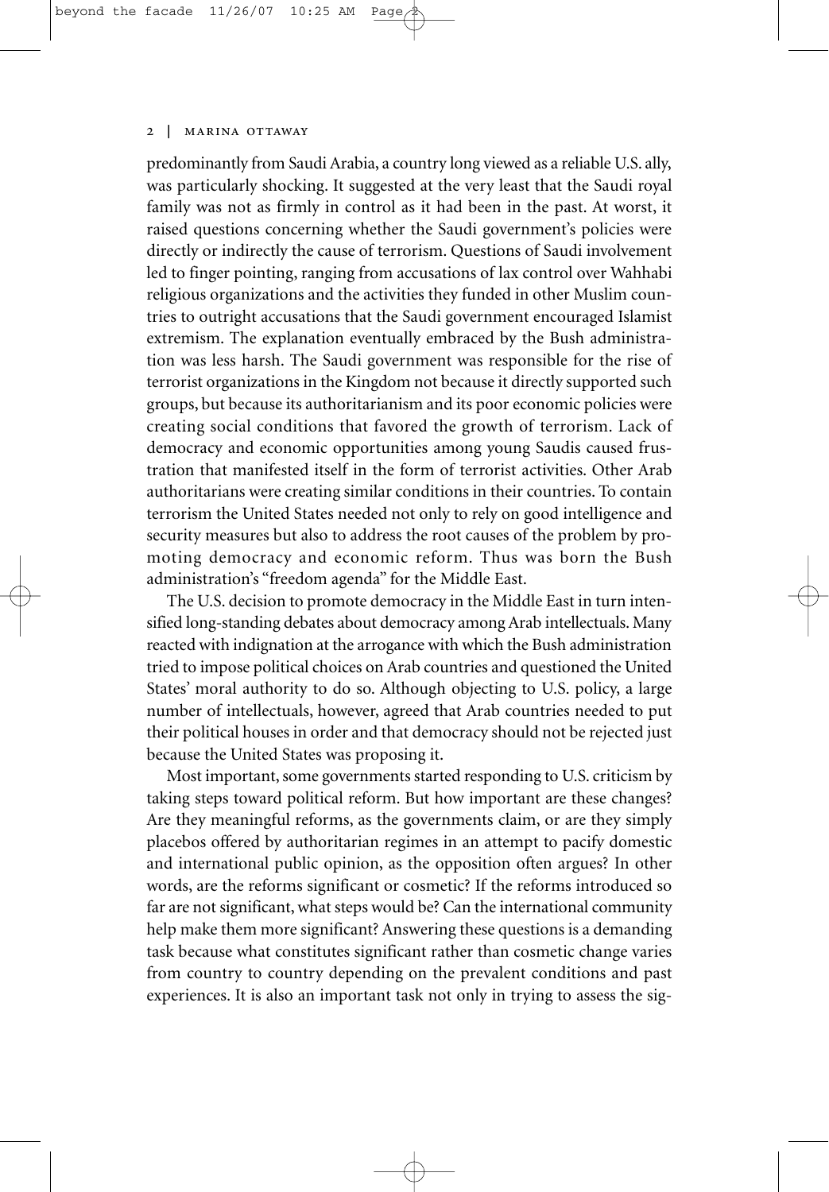predominantly from Saudi Arabia, a country long viewed as a reliable U.S. ally, was particularly shocking. It suggested at the very least that the Saudi royal family was not as firmly in control as it had been in the past. At worst, it raised questions concerning whether the Saudi government's policies were directly or indirectly the cause of terrorism. Questions of Saudi involvement led to finger pointing, ranging from accusations of lax control over Wahhabi religious organizations and the activities they funded in other Muslim countries to outright accusations that the Saudi government encouraged Islamist extremism. The explanation eventually embraced by the Bush administration was less harsh. The Saudi government was responsible for the rise of terrorist organizations in the Kingdom not because it directly supported such groups, but because its authoritarianism and its poor economic policies were creating social conditions that favored the growth of terrorism. Lack of democracy and economic opportunities among young Saudis caused frustration that manifested itself in the form of terrorist activities. Other Arab authoritarians were creating similar conditions in their countries. To contain terrorism the United States needed not only to rely on good intelligence and security measures but also to address the root causes of the problem by promoting democracy and economic reform. Thus was born the Bush administration's "freedom agenda" for the Middle East.

The U.S. decision to promote democracy in the Middle East in turn intensified long-standing debates about democracy among Arab intellectuals. Many reacted with indignation at the arrogance with which the Bush administration tried to impose political choices on Arab countries and questioned the United States' moral authority to do so. Although objecting to U.S. policy, a large number of intellectuals, however, agreed that Arab countries needed to put their political houses in order and that democracy should not be rejected just because the United States was proposing it.

Most important, some governments started responding to U.S. criticism by taking steps toward political reform. But how important are these changes? Are they meaningful reforms, as the governments claim, or are they simply placebos offered by authoritarian regimes in an attempt to pacify domestic and international public opinion, as the opposition often argues? In other words, are the reforms significant or cosmetic? If the reforms introduced so far are not significant, what steps would be? Can the international community help make them more significant? Answering these questions is a demanding task because what constitutes significant rather than cosmetic change varies from country to country depending on the prevalent conditions and past experiences. It is also an important task not only in trying to assess the sig-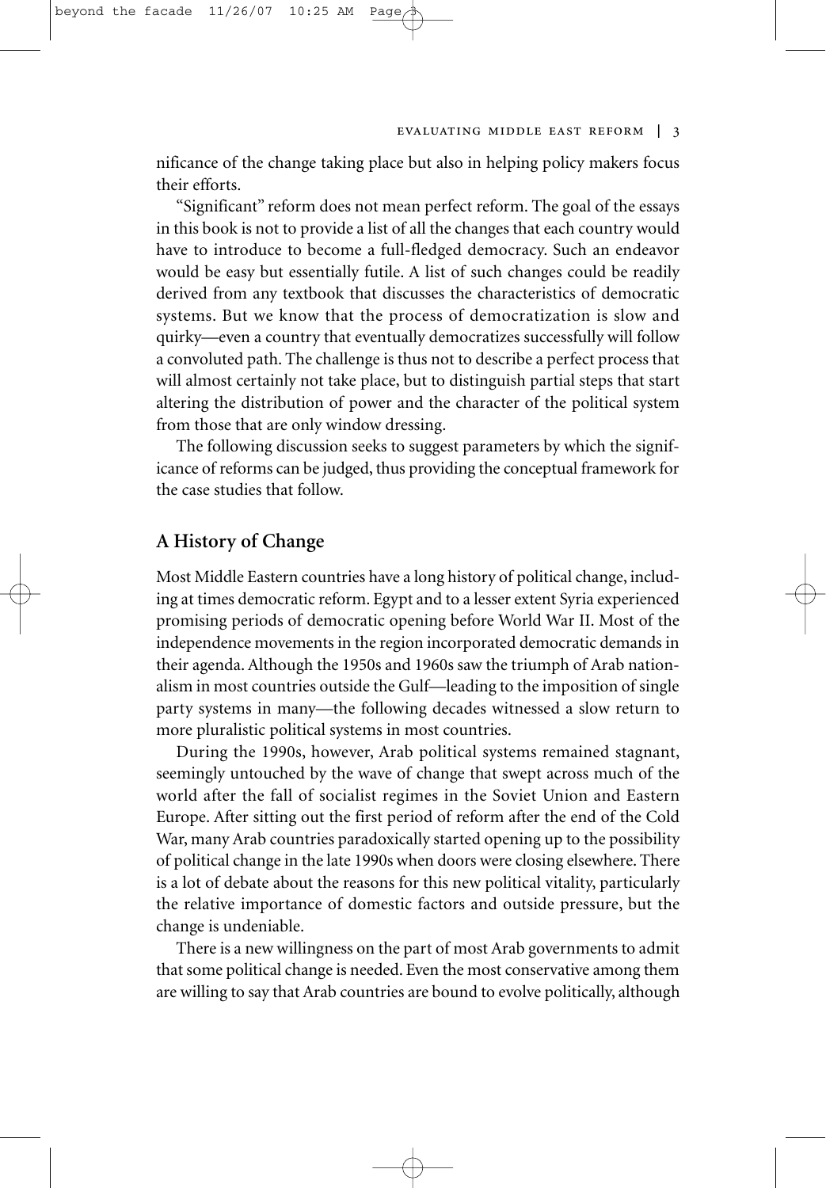nificance of the change taking place but also in helping policy makers focus their efforts.

"Significant" reform does not mean perfect reform. The goal of the essays in this book is not to provide a list of all the changes that each country would have to introduce to become a full-fledged democracy. Such an endeavor would be easy but essentially futile. A list of such changes could be readily derived from any textbook that discusses the characteristics of democratic systems. But we know that the process of democratization is slow and quirky—even a country that eventually democratizes successfully will follow a convoluted path. The challenge is thus not to describe a perfect process that will almost certainly not take place, but to distinguish partial steps that start altering the distribution of power and the character of the political system from those that are only window dressing.

The following discussion seeks to suggest parameters by which the significance of reforms can be judged, thus providing the conceptual framework for the case studies that follow.

## A History of Change

Most Middle Eastern countries have a long history of political change, including at times democratic reform. Egypt and to a lesser extent Syria experienced promising periods of democratic opening before World War II. Most of the independence movements in the region incorporated democratic demands in their agenda. Although the 1950s and 1960s saw the triumph of Arab nationalism in most countries outside the Gulf—leading to the imposition of single party systems in many—the following decades witnessed a slow return to more pluralistic political systems in most countries.

During the 1990s, however, Arab political systems remained stagnant, seemingly untouched by the wave of change that swept across much of the world after the fall of socialist regimes in the Soviet Union and Eastern Europe. After sitting out the first period of reform after the end of the Cold War, many Arab countries paradoxically started opening up to the possibility of political change in the late 1990s when doors were closing elsewhere. There is a lot of debate about the reasons for this new political vitality, particularly the relative importance of domestic factors and outside pressure, but the change is undeniable.

There is a new willingness on the part of most Arab governments to admit that some political change is needed. Even the most conservative among them are willing to say that Arab countries are bound to evolve politically, although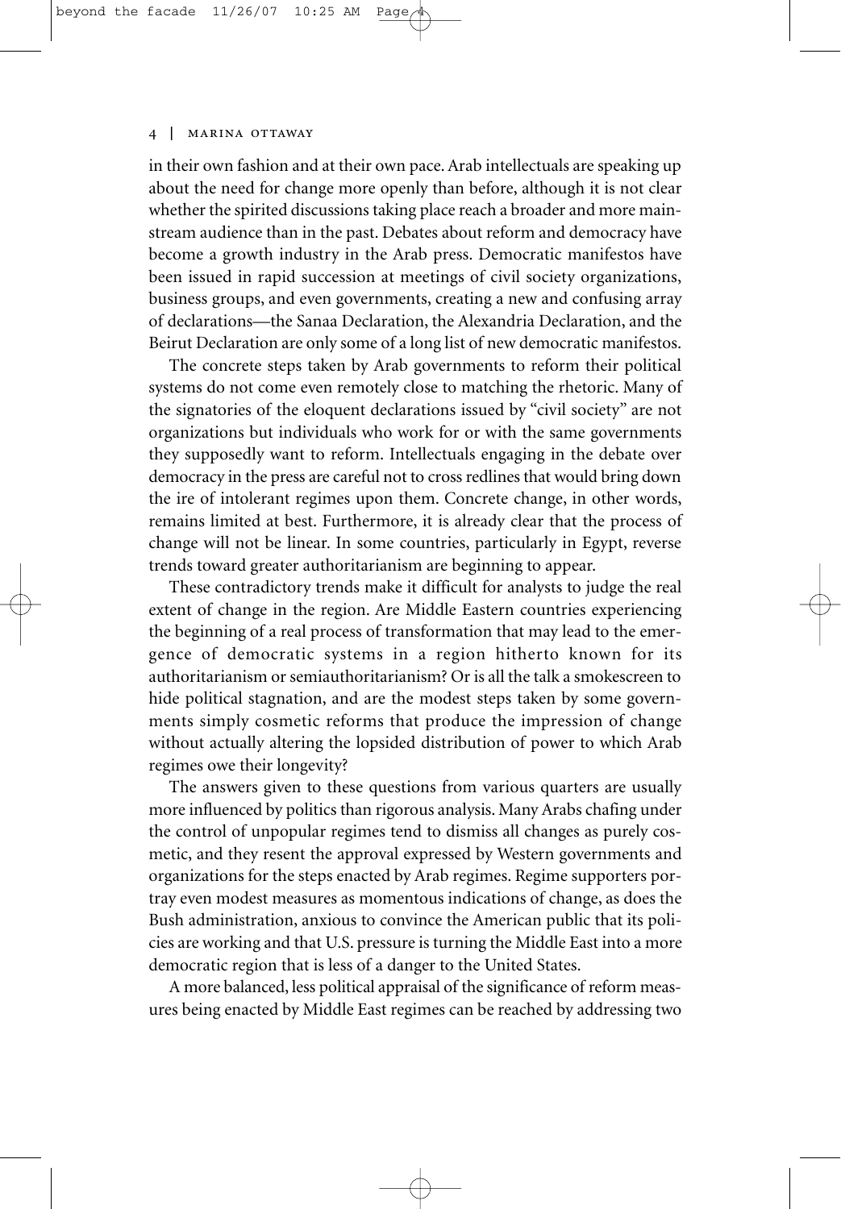in their own fashion and at their own pace. Arab intellectuals are speaking up about the need for change more openly than before, although it is not clear whether the spirited discussions taking place reach a broader and more mainstream audience than in the past. Debates about reform and democracy have become a growth industry in the Arab press. Democratic manifestos have been issued in rapid succession at meetings of civil society organizations, business groups, and even governments, creating a new and confusing array of declarations—the Sanaa Declaration, the Alexandria Declaration, and the Beirut Declaration are only some of a long list of new democratic manifestos.

The concrete steps taken by Arab governments to reform their political systems do not come even remotely close to matching the rhetoric. Many of the signatories of the eloquent declarations issued by "civil society" are not organizations but individuals who work for or with the same governments they supposedly want to reform. Intellectuals engaging in the debate over democracy in the press are careful not to cross redlines that would bring down the ire of intolerant regimes upon them. Concrete change, in other words, remains limited at best. Furthermore, it is already clear that the process of change will not be linear. In some countries, particularly in Egypt, reverse trends toward greater authoritarianism are beginning to appear.

These contradictory trends make it difficult for analysts to judge the real extent of change in the region. Are Middle Eastern countries experiencing the beginning of a real process of transformation that may lead to the emergence of democratic systems in a region hitherto known for its authoritarianism or semiauthoritarianism? Or is all the talk a smokescreen to hide political stagnation, and are the modest steps taken by some governments simply cosmetic reforms that produce the impression of change without actually altering the lopsided distribution of power to which Arab regimes owe their longevity?

The answers given to these questions from various quarters are usually more influenced by politics than rigorous analysis. Many Arabs chafing under the control of unpopular regimes tend to dismiss all changes as purely cosmetic, and they resent the approval expressed by Western governments and organizations for the steps enacted by Arab regimes. Regime supporters portray even modest measures as momentous indications of change, as does the Bush administration, anxious to convince the American public that its policies are working and that U.S. pressure is turning the Middle East into a more democratic region that is less of a danger to the United States.

A more balanced, less political appraisal of the significance of reform measures being enacted by Middle East regimes can be reached by addressing two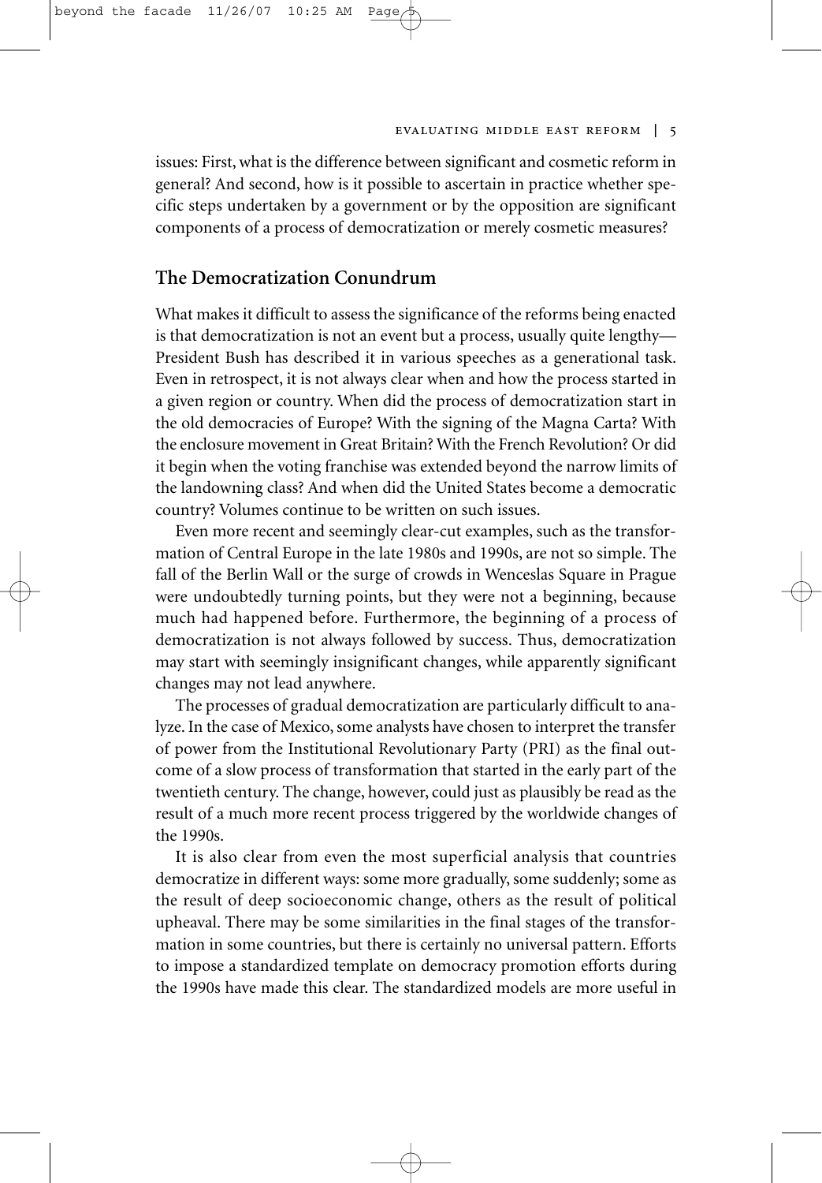issues: First, what is the difference between significant and cosmetic reform in general? And second, how is it possible to ascertain in practice whether specific steps undertaken by a government or by the opposition are significant components of a process of democratization or merely cosmetic measures?

## The Democratization Conundrum

What makes it difficult to assess the significance of the reforms being enacted is that democratization is not an event but a process, usually quite lengthy—President Bush has described it in various speeches as a generational task. Even in retrospect, it is not always clear when and how the process started in a given region or country. When did the process of democratization start in the old democracies of Europe? With the signing of the Magna Carta? With the enclosure movement in Great Britain? With the French Revolution? Or did it begin when the voting franchise was extended beyond the narrow limits of the landowning class? And when did the United States become a democratic country? Volumes continue to be written on such issues.

Even more recent and seemingly clear-cut examples, such as the transformation of Central Europe in the late 1980s and 1990s, are not so simple. The fall of the Berlin Wall or the surge of crowds in Wenceslas Square in Prague were undoubtedly turning points, but they were not a beginning, because much had happened before. Furthermore, the beginning of a process of democratization is not always followed by success. Thus, democratization may start with seemingly insignificant changes, while apparently significant changes may not lead anywhere.

The processes of gradual democratization are particularly difficult to analyze. In the case of Mexico, some analysts have chosen to interpret the transfer of power from the Institutional Revolutionary Party (PRI) as the final outcome of a slow process of transformation that started in the early part of the twentieth century. The change, however, could just as plausibly be read as the result of a much more recent process triggered by the worldwide changes of the 1990s.

It is also clear from even the most superficial analysis that countries democratize in different ways: some more gradually, some suddenly; some as the result of deep socioeconomic change, others as the result of political upheaval. There may be some similarities in the final stages of the transformation in some countries, but there is certainly no universal pattern. Efforts to impose a standardized template on democracy promotion efforts during the 1990s have made this clear. The standardized models are more useful in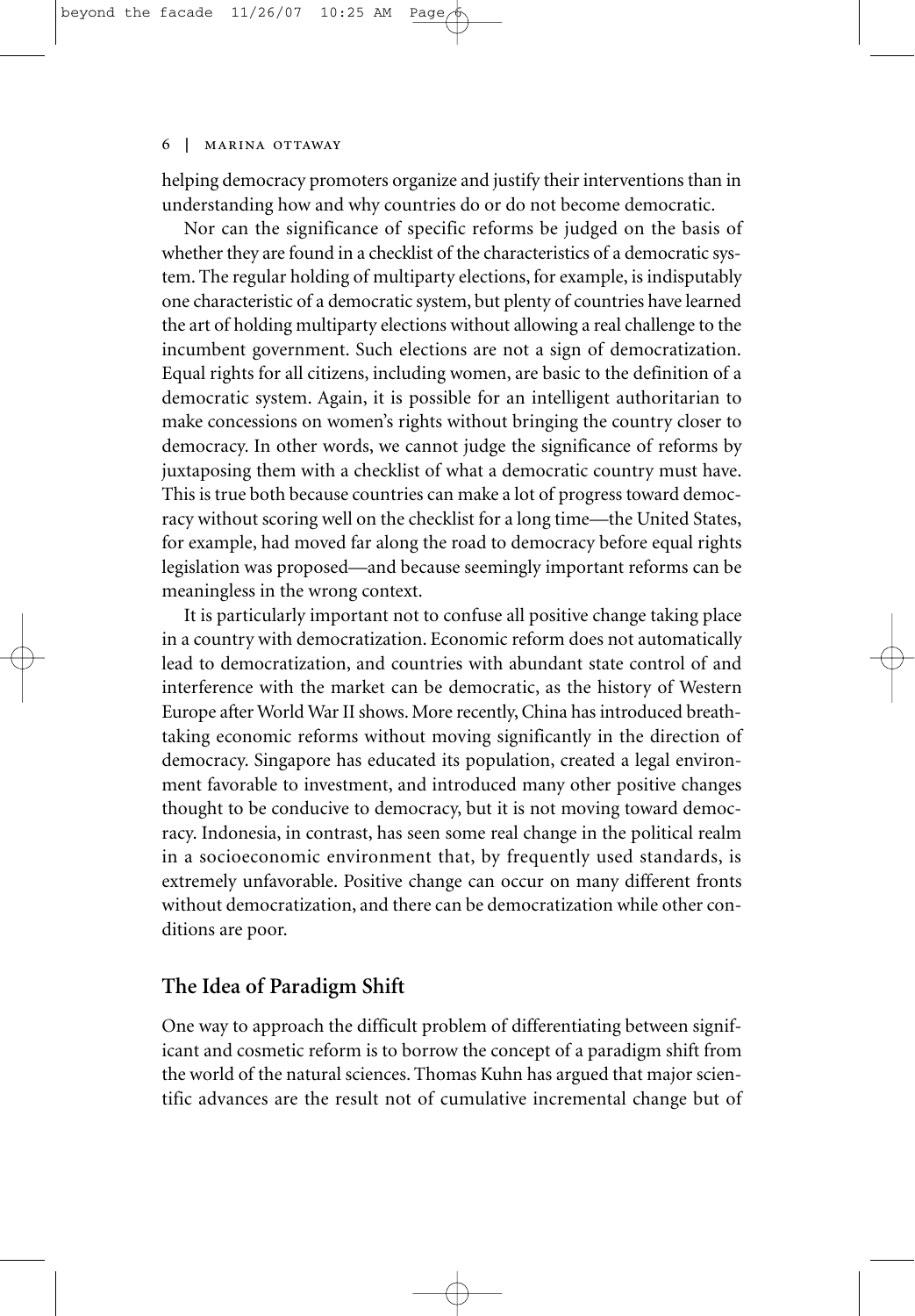helping democracy promoters organize and justify their interventions than in understanding how and why countries do or do not become democratic.

Nor can the significance of specific reforms be judged on the basis of whether they are found in a checklist of the characteristics of a democratic system. The regular holding of multiparty elections, for example, is indisputably one characteristic of a democratic system, but plenty of countries have learned the art of holding multiparty elections without allowing a real challenge to the incumbent government. Such elections are not a sign of democratization. Equal rights for all citizens, including women, are basic to the definition of a democratic system. Again, it is possible for an intelligent authoritarian to make concessions on women's rights without bringing the country closer to democracy. In other words, we cannot judge the significance of reforms by juxtaposing them with a checklist of what a democratic country must have. This is true both because countries can make a lot of progress toward democracy without scoring well on the checklist for a long time—the United States, for example, had moved far along the road to democracy before equal rights legislation was proposed—and because seemingly important reforms can be meaningless in the wrong context.

It is particularly important not to confuse all positive change taking place in a country with democratization. Economic reform does not automatically lead to democratization, and countries with abundant state control of and interference with the market can be democratic, as the history of Western Europe after World War II shows. More recently, China has introduced breathtaking economic reforms without moving significantly in the direction of democracy. Singapore has educated its population, created a legal environment favorable to investment, and introduced many other positive changes thought to be conducive to democracy, but it is not moving toward democracy. Indonesia, in contrast, has seen some real change in the political realm in a socioeconomic environment that, by frequently used standards, is extremely unfavorable. Positive change can occur on many different fronts without democratization, and there can be democratization while other conditions are poor.

## The Idea of Paradigm Shift

One way to approach the difficult problem of differentiating between significant and cosmetic reform is to borrow the concept of a paradigm shift from the world of the natural sciences. Thomas Kuhn has argued that major scientific advances are the result not of cumulative incremental change but of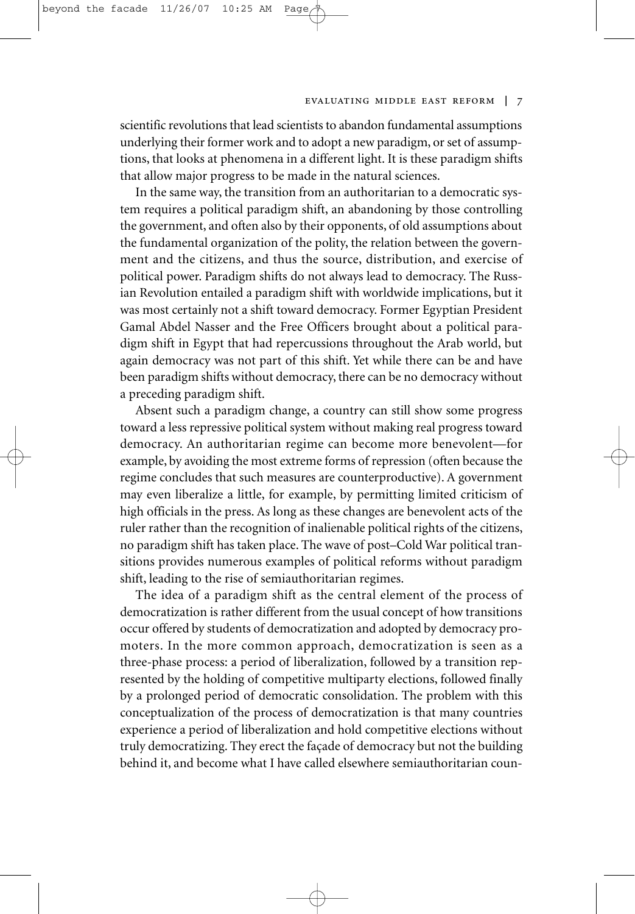scientific revolutions that lead scientists to abandon fundamental assumptions underlying their former work and to adopt a new paradigm, or set of assumptions, that looks at phenomena in a different light. It is these paradigm shifts that allow major progress to be made in the natural sciences.

In the same way, the transition from an authoritarian to a democratic system requires a political paradigm shift, an abandoning by those controlling the government, and often also by their opponents, of old assumptions about the fundamental organization of the polity, the relation between the government and the citizens, and thus the source, distribution, and exercise of political power. Paradigm shifts do not always lead to democracy. The Russian Revolution entailed a paradigm shift with worldwide implications, but it was most certainly not a shift toward democracy. Former Egyptian President Gamal Abdel Nasser and the Free Officers brought about a political paradigm shift in Egypt that had repercussions throughout the Arab world, but again democracy was not part of this shift. Yet while there can be and have been paradigm shifts without democracy, there can be no democracy without a preceding paradigm shift.

Absent such a paradigm change, a country can still show some progress toward a less repressive political system without making real progress toward democracy. An authoritarian regime can become more benevolent—for example, by avoiding the most extreme forms of repression (often because the regime concludes that such measures are counterproductive). A government may even liberalize a little, for example, by permitting limited criticism of high officials in the press. As long as these changes are benevolent acts of the ruler rather than the recognition of inalienable political rights of the citizens, no paradigm shift has taken place. The wave of post–Cold War political transitions provides numerous examples of political reforms without paradigm shift, leading to the rise of semiauthoritarian regimes.

The idea of a paradigm shift as the central element of the process of democratization is rather different from the usual concept of how transitions occur offered by students of democratization and adopted by democracy promoters. In the more common approach, democratization is seen as a three-phase process: a period of liberalization, followed by a transition represented by the holding of competitive multiparty elections, followed finally by a prolonged period of democratic consolidation. The problem with this conceptualization of the process of democratization is that many countries experience a period of liberalization and hold competitive elections without truly democratizing. They erect the façade of democracy but not the building behind it, and become what I have called elsewhere semiauthoritarian coun-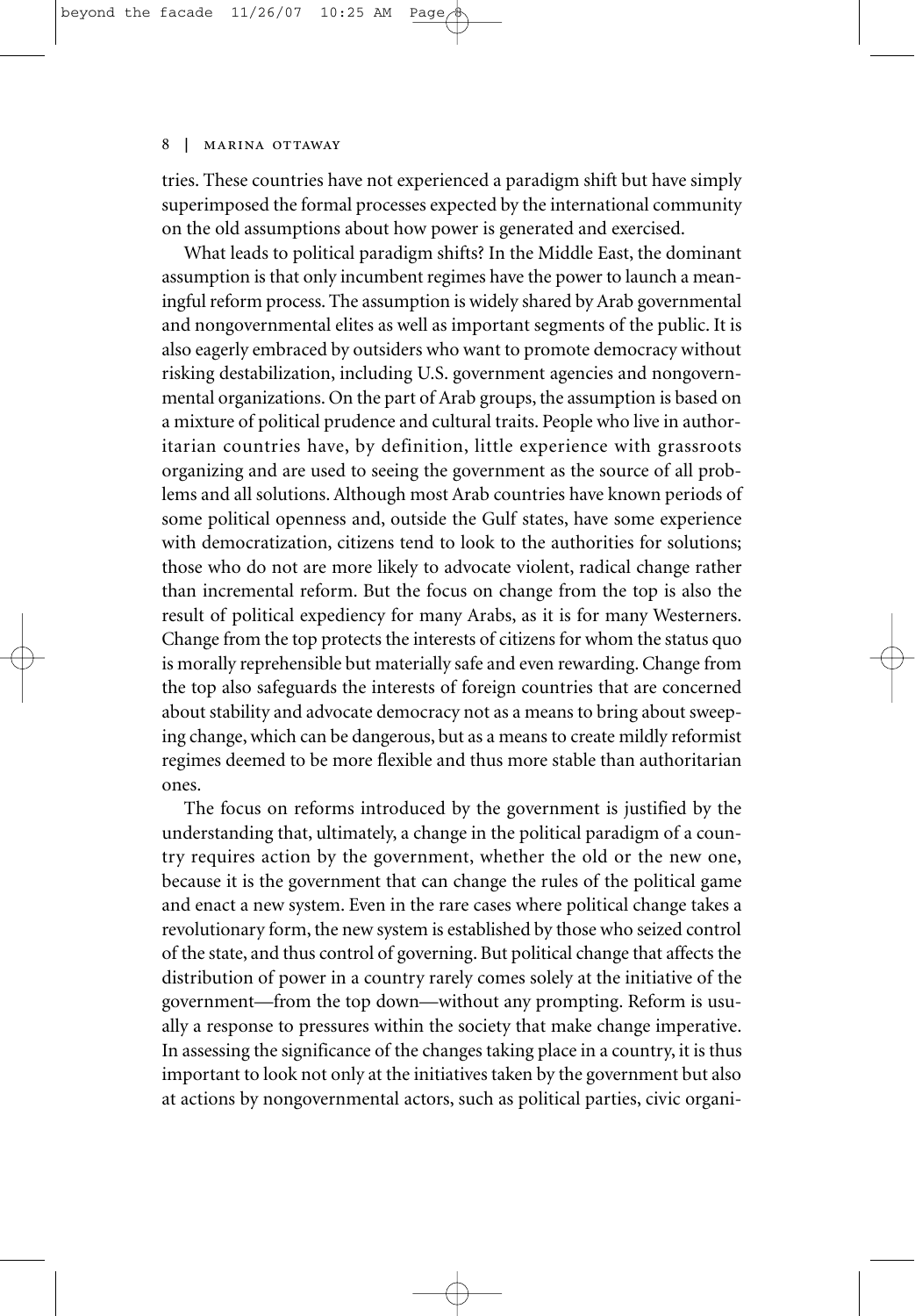tries. These countries have not experienced a paradigm shift but have simply superimposed the formal processes expected by the international community on the old assumptions about how power is generated and exercised.

What leads to political paradigm shifts? In the Middle East, the dominant assumption is that only incumbent regimes have the power to launch a meaningful reform process. The assumption is widely shared by Arab governmental and nongovernmental elites as well as important segments of the public. It is also eagerly embraced by outsiders who want to promote democracy without risking destabilization, including U.S. government agencies and nongovernmental organizations. On the part of Arab groups, the assumption is based on a mixture of political prudence and cultural traits. People who live in authoritarian countries have, by definition, little experience with grassroots organizing and are used to seeing the government as the source of all problems and all solutions. Although most Arab countries have known periods of some political openness and, outside the Gulf states, have some experience with democratization, citizens tend to look to the authorities for solutions; those who do not are more likely to advocate violent, radical change rather than incremental reform. But the focus on change from the top is also the result of political expediency for many Arabs, as it is for many Westerners. Change from the top protects the interests of citizens for whom the status quo is morally reprehensible but materially safe and even rewarding. Change from the top also safeguards the interests of foreign countries that are concerned about stability and advocate democracy not as a means to bring about sweeping change, which can be dangerous, but as a means to create mildly reformist regimes deemed to be more flexible and thus more stable than authoritarian ones.

The focus on reforms introduced by the government is justified by the understanding that, ultimately, a change in the political paradigm of a country requires action by the government, whether the old or the new one, because it is the government that can change the rules of the political game and enact a new system. Even in the rare cases where political change takes a revolutionary form, the new system is established by those who seized control of the state, and thus control of governing. But political change that affects the distribution of power in a country rarely comes solely at the initiative of the government—from the top down—without any prompting. Reform is usually a response to pressures within the society that make change imperative. In assessing the significance of the changes taking place in a country, it is thus important to look not only at the initiatives taken by the government but also at actions by nongovernmental actors, such as political parties, civic organi-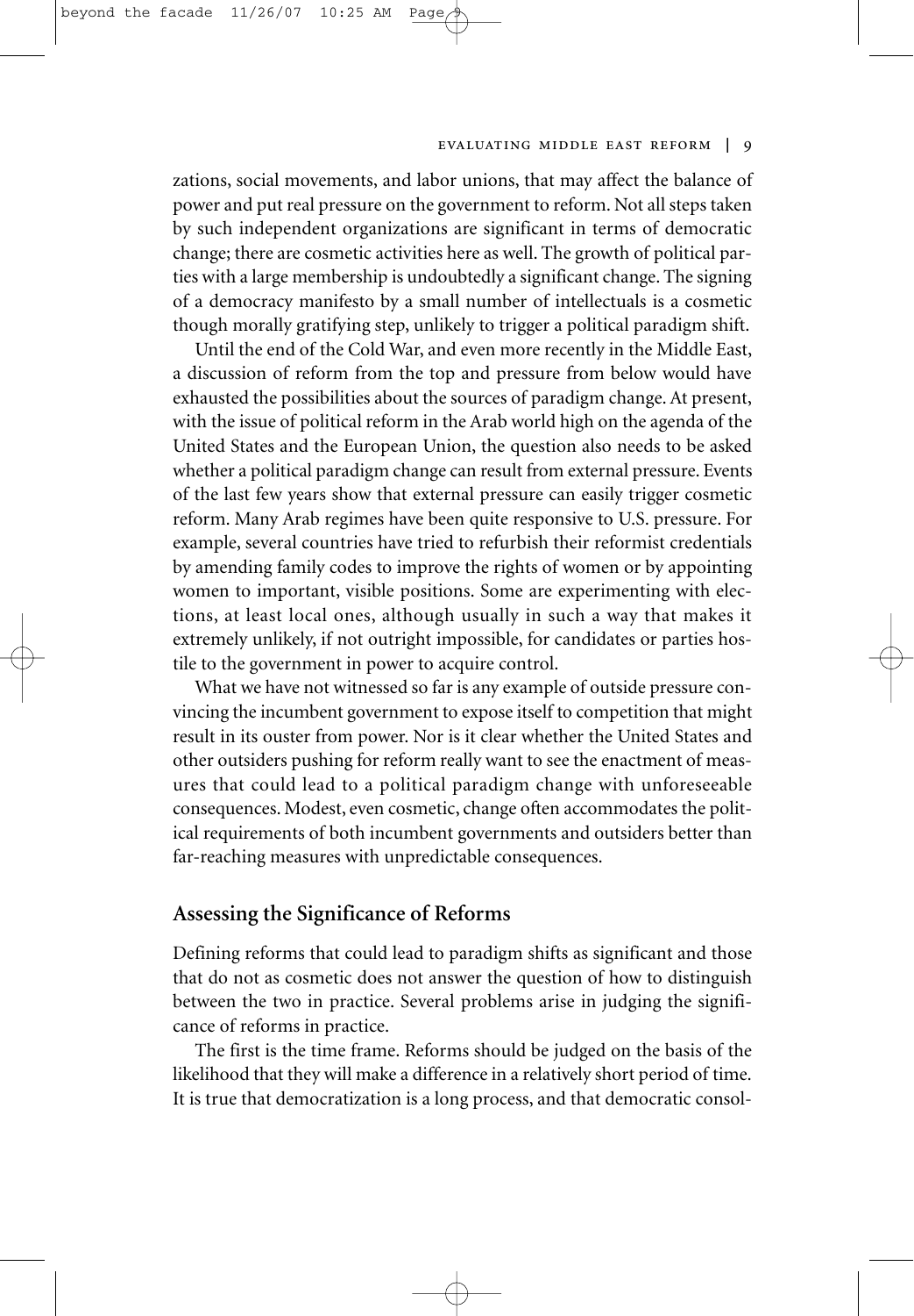zations, social movements, and labor unions, that may affect the balance of power and put real pressure on the government to reform. Not all steps taken by such independent organizations are significant in terms of democratic change; there are cosmetic activities here as well. The growth of political parties with a large membership is undoubtedly a significant change. The signing of a democracy manifesto by a small number of intellectuals is a cosmetic though morally gratifying step, unlikely to trigger a political paradigm shift.

Until the end of the Cold War, and even more recently in the Middle East, a discussion of reform from the top and pressure from below would have exhausted the possibilities about the sources of paradigm change. At present, with the issue of political reform in the Arab world high on the agenda of the United States and the European Union, the question also needs to be asked whether a political paradigm change can result from external pressure. Events of the last few years show that external pressure can easily trigger cosmetic reform. Many Arab regimes have been quite responsive to U.S. pressure. For example, several countries have tried to refurbish their reformist credentials by amending family codes to improve the rights of women or by appointing women to important, visible positions. Some are experimenting with elections, at least local ones, although usually in such a way that makes it extremely unlikely, if not outright impossible, for candidates or parties hostile to the government in power to acquire control.

What we have not witnessed so far is any example of outside pressure convincing the incumbent government to expose itself to competition that might result in its ouster from power. Nor is it clear whether the United States and other outsiders pushing for reform really want to see the enactment of measures that could lead to a political paradigm change with unforeseeable consequences. Modest, even cosmetic, change often accommodates the political requirements of both incumbent governments and outsiders better than far-reaching measures with unpredictable consequences.

## Assessing the Significance of Reforms

Defining reforms that could lead to paradigm shifts as significant and those that do not as cosmetic does not answer the question of how to distinguish between the two in practice. Several problems arise in judging the significance of reforms in practice.

The first is the time frame. Reforms should be judged on the basis of the likelihood that they will make a difference in a relatively short period of time. It is true that democratization is a long process, and that democratic consol-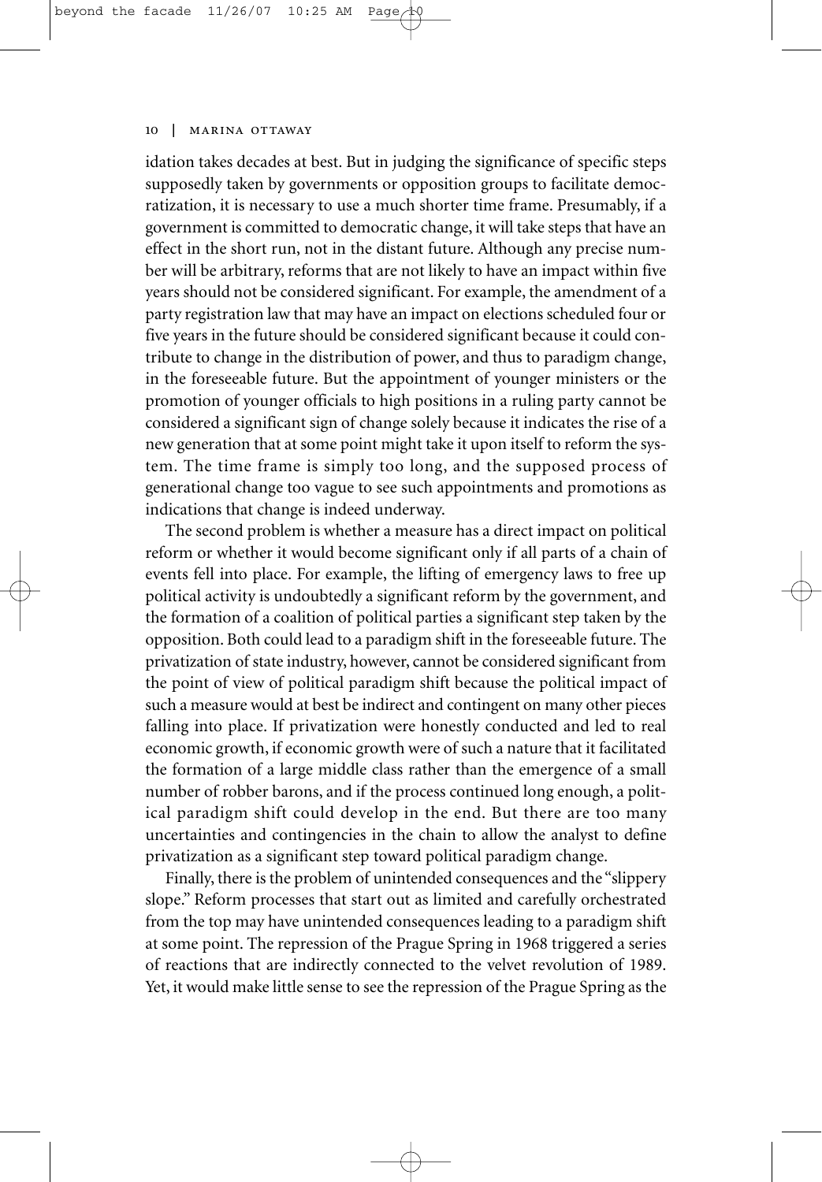idation takes decades at best. But in judging the significance of specific steps supposedly taken by governments or opposition groups to facilitate democratization, it is necessary to use a much shorter time frame. Presumably, if a government is committed to democratic change, it will take steps that have an effect in the short run, not in the distant future. Although any precise number will be arbitrary, reforms that are not likely to have an impact within five years should not be considered significant. For example, the amendment of a party registration law that may have an impact on elections scheduled four or five years in the future should be considered significant because it could contribute to change in the distribution of power, and thus to paradigm change, in the foreseeable future. But the appointment of younger ministers or the promotion of younger officials to high positions in a ruling party cannot be considered a significant sign of change solely because it indicates the rise of a new generation that at some point might take it upon itself to reform the system. The time frame is simply too long, and the supposed process of generational change too vague to see such appointments and promotions as indications that change is indeed underway.

The second problem is whether a measure has a direct impact on political reform or whether it would become significant only if all parts of a chain of events fell into place. For example, the lifting of emergency laws to free up political activity is undoubtedly a significant reform by the government, and the formation of a coalition of political parties a significant step taken by the opposition. Both could lead to a paradigm shift in the foreseeable future. The privatization of state industry, however, cannot be considered significant from the point of view of political paradigm shift because the political impact of such a measure would at best be indirect and contingent on many other pieces falling into place. If privatization were honestly conducted and led to real economic growth, if economic growth were of such a nature that it facilitated the formation of a large middle class rather than the emergence of a small number of robber barons, and if the process continued long enough, a political paradigm shift could develop in the end. But there are too many uncertainties and contingencies in the chain to allow the analyst to define privatization as a significant step toward political paradigm change.

Finally, there is the problem of unintended consequences and the "slippery slope." Reform processes that start out as limited and carefully orchestrated from the top may have unintended consequences leading to a paradigm shift at some point. The repression of the Prague Spring in 1968 triggered a series of reactions that are indirectly connected to the velvet revolution of 1989. Yet, it would make little sense to see the repression of the Prague Spring as the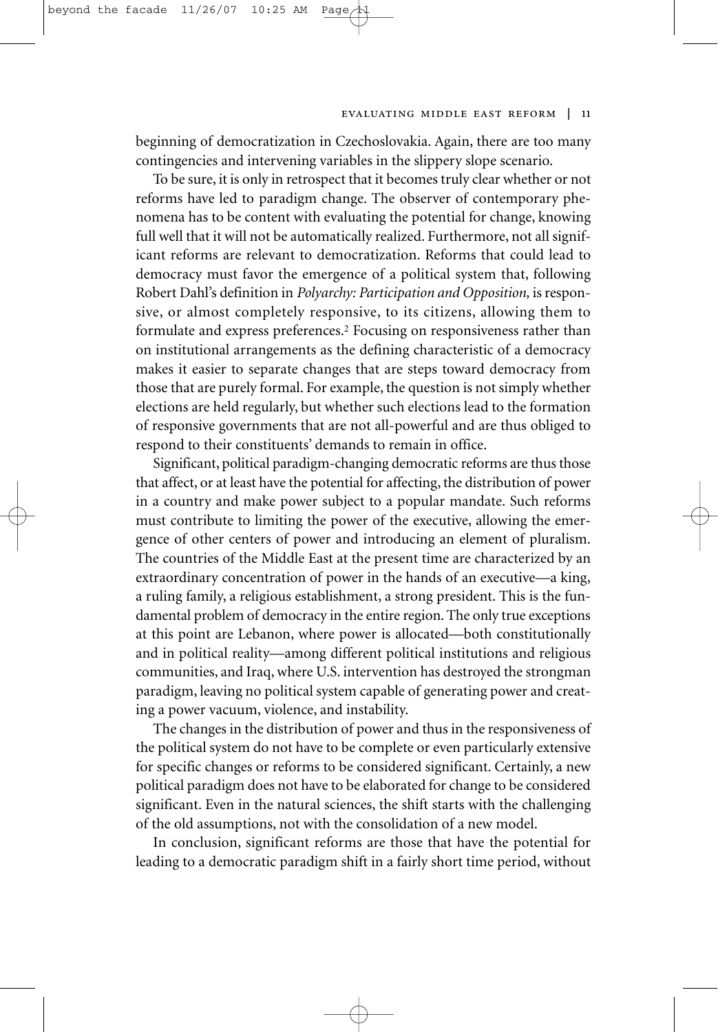beginning of democratization in Czechoslovakia. Again, there are too many contingencies and intervening variables in the slippery slope scenario.

To be sure, it is only in retrospect that it becomes truly clear whether or not reforms have led to paradigm change. The observer of contemporary phenomena has to be content with evaluating the potential for change, knowing full well that it will not be automatically realized. Furthermore, not all significant reforms are relevant to democratization. Reforms that could lead to democracy must favor the emergence of a political system that, following Robert Dahl's definition in *Polyarchy: Participation and Opposition,* is responsive, or almost completely responsive, to its citizens, allowing them to formulate and express preferences.[2] Focusing on responsiveness rather than on institutional arrangements as the defining characteristic of a democracy makes it easier to separate changes that are steps toward democracy from those that are purely formal. For example, the question is not simply whether elections are held regularly, but whether such elections lead to the formation of responsive governments that are not all-powerful and are thus obliged to respond to their constituents' demands to remain in office.

Significant, political paradigm-changing democratic reforms are thus those that affect, or at least have the potential for affecting, the distribution of power in a country and make power subject to a popular mandate. Such reforms must contribute to limiting the power of the executive, allowing the emergence of other centers of power and introducing an element of pluralism. The countries of the Middle East at the present time are characterized by an extraordinary concentration of power in the hands of an executive—a king, a ruling family, a religious establishment, a strong president. This is the fundamental problem of democracy in the entire region. The only true exceptions at this point are Lebanon, where power is allocated—both constitutionally and in political reality—among different political institutions and religious communities, and Iraq, where U.S. intervention has destroyed the strongman paradigm, leaving no political system capable of generating power and creating a power vacuum, violence, and instability.

The changes in the distribution of power and thus in the responsiveness of the political system do not have to be complete or even particularly extensive for specific changes or reforms to be considered significant. Certainly, a new political paradigm does not have to be elaborated for change to be considered significant. Even in the natural sciences, the shift starts with the challenging of the old assumptions, not with the consolidation of a new model.

In conclusion, significant reforms are those that have the potential for leading to a democratic paradigm shift in a fairly short time period, without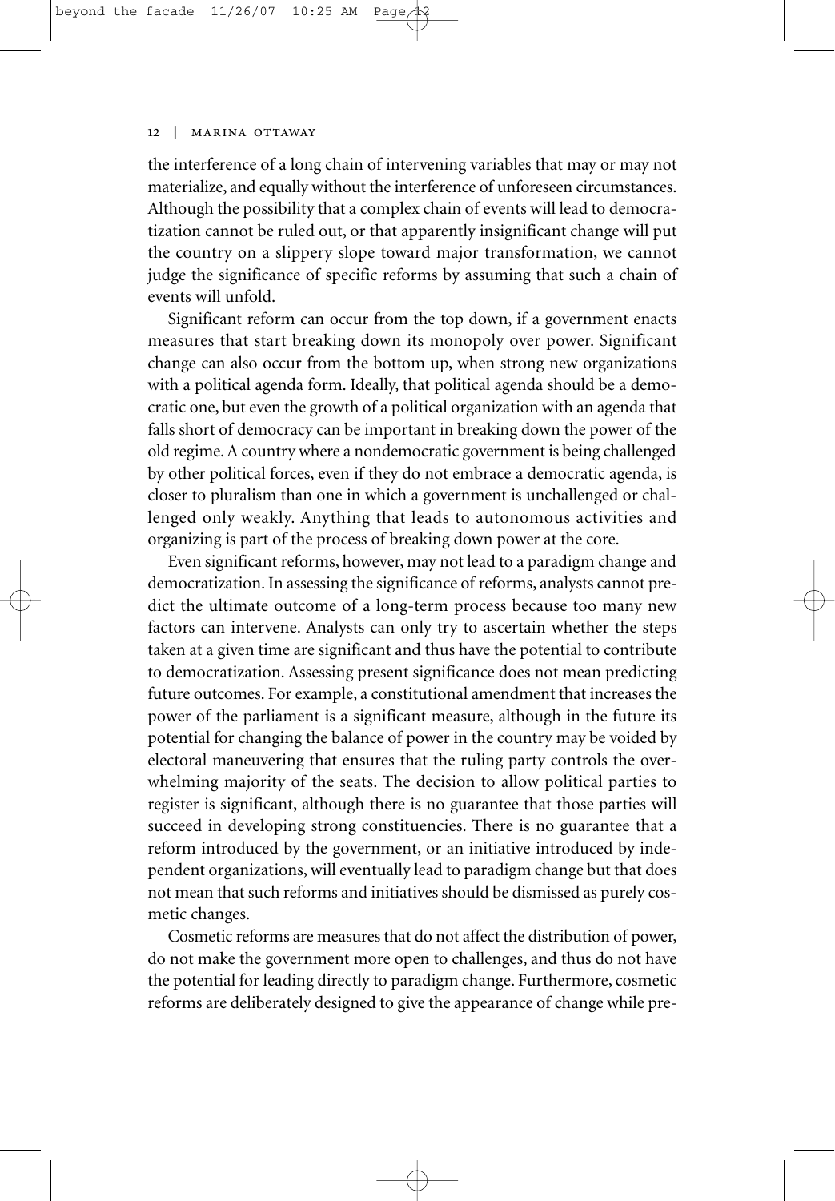the interference of a long chain of intervening variables that may or may not materialize, and equally without the interference of unforeseen circumstances. Although the possibility that a complex chain of events will lead to democratization cannot be ruled out, or that apparently insignificant change will put the country on a slippery slope toward major transformation, we cannot judge the significance of specific reforms by assuming that such a chain of events will unfold.

Significant reform can occur from the top down, if a government enacts measures that start breaking down its monopoly over power. Significant change can also occur from the bottom up, when strong new organizations with a political agenda form. Ideally, that political agenda should be a democratic one, but even the growth of a political organization with an agenda that falls short of democracy can be important in breaking down the power of the old regime. A country where a nondemocratic government is being challenged by other political forces, even if they do not embrace a democratic agenda, is closer to pluralism than one in which a government is unchallenged or challenged only weakly. Anything that leads to autonomous activities and organizing is part of the process of breaking down power at the core.

Even significant reforms, however, may not lead to a paradigm change and democratization. In assessing the significance of reforms, analysts cannot predict the ultimate outcome of a long-term process because too many new factors can intervene. Analysts can only try to ascertain whether the steps taken at a given time are significant and thus have the potential to contribute to democratization. Assessing present significance does not mean predicting future outcomes. For example, a constitutional amendment that increases the power of the parliament is a significant measure, although in the future its potential for changing the balance of power in the country may be voided by electoral maneuvering that ensures that the ruling party controls the overwhelming majority of the seats. The decision to allow political parties to register is significant, although there is no guarantee that those parties will succeed in developing strong constituencies. There is no guarantee that a reform introduced by the government, or an initiative introduced by independent organizations, will eventually lead to paradigm change but that does not mean that such reforms and initiatives should be dismissed as purely cosmetic changes.

Cosmetic reforms are measures that do not affect the distribution of power, do not make the government more open to challenges, and thus do not have the potential for leading directly to paradigm change. Furthermore, cosmetic reforms are deliberately designed to give the appearance of change while pre-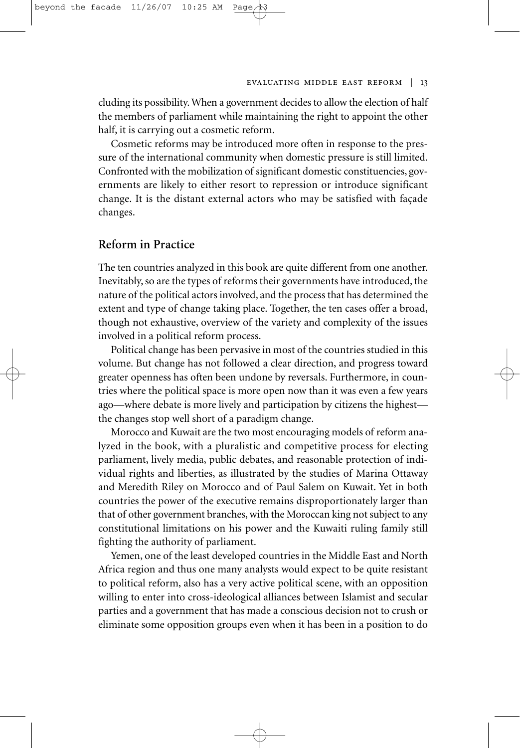cluding its possibility. When a government decides to allow the election of half the members of parliament while maintaining the right to appoint the other half, it is carrying out a cosmetic reform.

Cosmetic reforms may be introduced more often in response to the pressure of the international community when domestic pressure is still limited. Confronted with the mobilization of significant domestic constituencies, governments are likely to either resort to repression or introduce significant change. It is the distant external actors who may be satisfied with façade changes.

## Reform in Practice

The ten countries analyzed in this book are quite different from one another. Inevitably, so are the types of reforms their governments have introduced, the nature of the political actors involved, and the process that has determined the extent and type of change taking place. Together, the ten cases offer a broad, though not exhaustive, overview of the variety and complexity of the issues involved in a political reform process.

Political change has been pervasive in most of the countries studied in this volume. But change has not followed a clear direction, and progress toward greater openness has often been undone by reversals. Furthermore, in countries where the political space is more open now than it was even a few years ago—where debate is more lively and participation by citizens the highest—the changes stop well short of a paradigm change.

Morocco and Kuwait are the two most encouraging models of reform analyzed in the book, with a pluralistic and competitive process for electing parliament, lively media, public debates, and reasonable protection of individual rights and liberties, as illustrated by the studies of Marina Ottaway and Meredith Riley on Morocco and of Paul Salem on Kuwait. Yet in both countries the power of the executive remains disproportionately larger than that of other government branches, with the Moroccan king not subject to any constitutional limitations on his power and the Kuwaiti ruling family still fighting the authority of parliament.

Yemen, one of the least developed countries in the Middle East and North Africa region and thus one many analysts would expect to be quite resistant to political reform, also has a very active political scene, with an opposition willing to enter into cross-ideological alliances between Islamist and secular parties and a government that has made a conscious decision not to crush or eliminate some opposition groups even when it has been in a position to do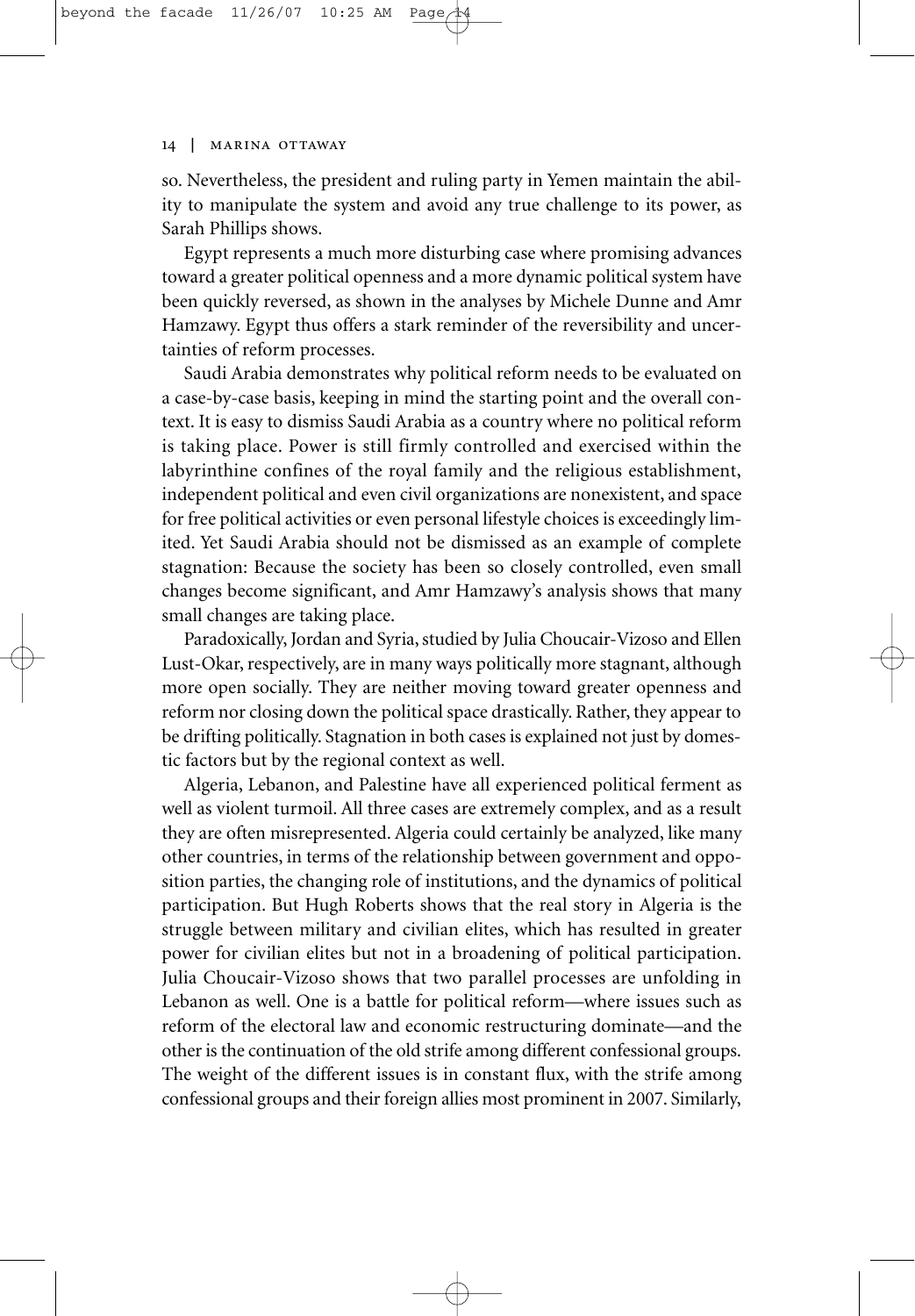so. Nevertheless, the president and ruling party in Yemen maintain the ability to manipulate the system and avoid any true challenge to its power, as Sarah Phillips shows.

Egypt represents a much more disturbing case where promising advances toward a greater political openness and a more dynamic political system have been quickly reversed, as shown in the analyses by Michele Dunne and Amr Hamzawy. Egypt thus offers a stark reminder of the reversibility and uncertainties of reform processes.

Saudi Arabia demonstrates why political reform needs to be evaluated on a case-by-case basis, keeping in mind the starting point and the overall context. It is easy to dismiss Saudi Arabia as a country where no political reform is taking place. Power is still firmly controlled and exercised within the labyrinthine confines of the royal family and the religious establishment, independent political and even civil organizations are nonexistent, and space for free political activities or even personal lifestyle choices is exceedingly limited. Yet Saudi Arabia should not be dismissed as an example of complete stagnation: Because the society has been so closely controlled, even small changes become significant, and Amr Hamzawy's analysis shows that many small changes are taking place.

Paradoxically, Jordan and Syria, studied by Julia Choucair-Vizoso and Ellen Lust-Okar, respectively, are in many ways politically more stagnant, although more open socially. They are neither moving toward greater openness and reform nor closing down the political space drastically. Rather, they appear to be drifting politically. Stagnation in both cases is explained not just by domestic factors but by the regional context as well.

Algeria, Lebanon, and Palestine have all experienced political ferment as well as violent turmoil. All three cases are extremely complex, and as a result they are often misrepresented. Algeria could certainly be analyzed, like many other countries, in terms of the relationship between government and opposition parties, the changing role of institutions, and the dynamics of political participation. But Hugh Roberts shows that the real story in Algeria is the struggle between military and civilian elites, which has resulted in greater power for civilian elites but not in a broadening of political participation. Julia Choucair-Vizoso shows that two parallel processes are unfolding in Lebanon as well. One is a battle for political reform—where issues such as reform of the electoral law and economic restructuring dominate—and the other is the continuation of the old strife among different confessional groups. The weight of the different issues is in constant flux, with the strife among confessional groups and their foreign allies most prominent in 2007. Similarly,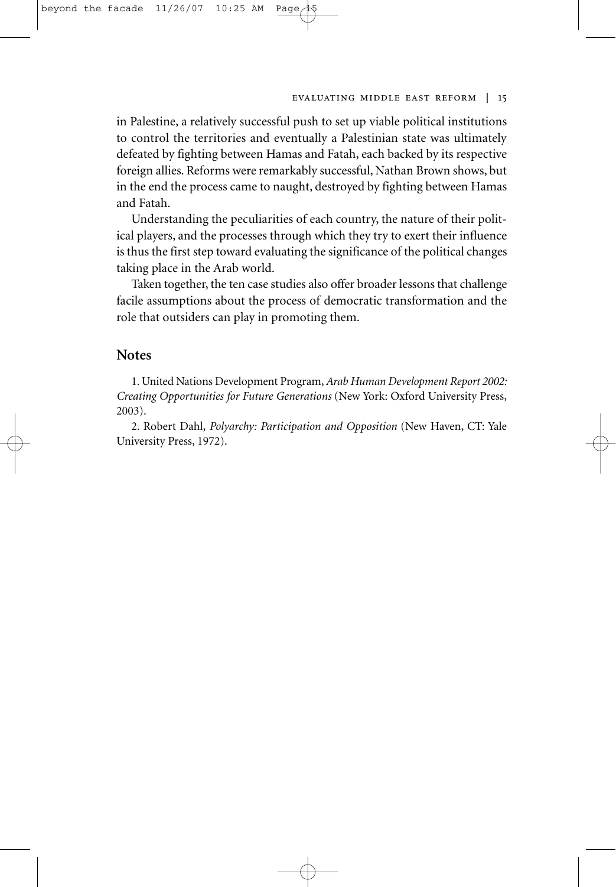in Palestine, a relatively successful push to set up viable political institutions to control the territories and eventually a Palestinian state was ultimately defeated by fighting between Hamas and Fatah, each backed by its respective foreign allies. Reforms were remarkably successful, Nathan Brown shows, but in the end the process came to naught, destroyed by fighting between Hamas and Fatah.

Understanding the peculiarities of each country, the nature of their political players, and the processes through which they try to exert their influence is thus the first step toward evaluating the significance of the political changes taking place in the Arab world.

Taken together, the ten case studies also offer broader lessons that challenge facile assumptions about the process of democratic transformation and the role that outsiders can play in promoting them.

## Notes

1. United Nations Development Program, *Arab Human Development Report 2002: Creating Opportunities for Future Generations* (New York: Oxford University Press, 2003).

2. Robert Dahl, *Polyarchy: Participation and Opposition* (New Haven, CT: Yale University Press, 1972).